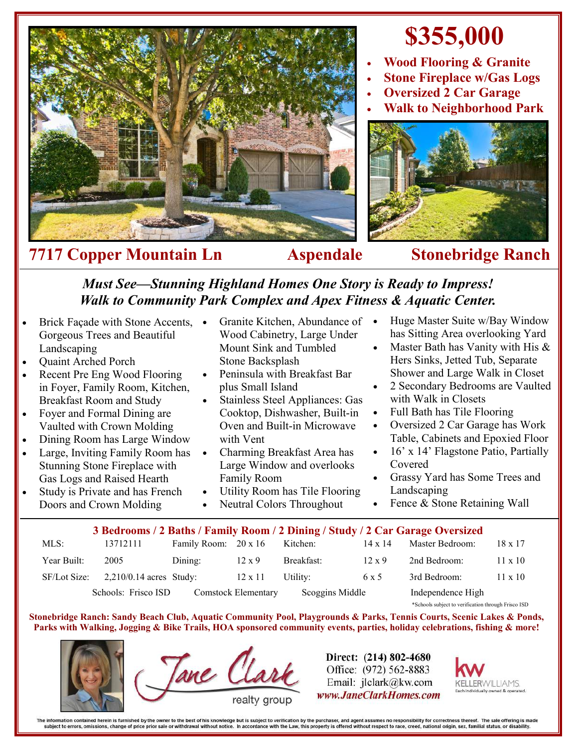# $355,000

- **Wood Flooring & Granite**
- **Stone Fireplace w/Gas Logs**
- **Oversized 2 Car Garage**
- **Walk to Neighborhood Park**

## 7717 Copper Mountain Ln — Aspendale — Stonebridge Ranch

### *Must See—Stunning Highland Homes One Story is Ready to Impress!*
### *Walk to Community Park Complex and Apex Fitness & Aquatic Center.*

- Brick Façade with Stone Accents, Gorgeous Trees and Beautiful Landscaping
- Quaint Arched Porch
- Recent Pre Eng Wood Flooring in Foyer, Family Room, Kitchen, Breakfast Room and Study
- Foyer and Formal Dining are Vaulted with Crown Molding
- Dining Room has Large Window
- Large, Inviting Family Room has Stunning Stone Fireplace with Gas Logs and Raised Hearth
- Study is Private and has French Doors and Crown Molding
- Granite Kitchen, Abundance of Wood Cabinetry, Large Under Mount Sink and Tumbled Stone Backsplash
- Peninsula with Breakfast Bar plus Small Island
- Stainless Steel Appliances: Gas Cooktop, Dishwasher, Built-in Oven and Built-in Microwave with Vent
- Charming Breakfast Area has Large Window and overlooks Family Room
- Utility Room has Tile Flooring
- Neutral Colors Throughout
- Huge Master Suite w/Bay Window has Sitting Area overlooking Yard
- Master Bath has Vanity with His & Hers Sinks, Jetted Tub, Separate Shower and Large Walk in Closet
- 2 Secondary Bedrooms are Vaulted with Walk in Closets
- Full Bath has Tile Flooring
- Oversized 2 Car Garage has Work Table, Cabinets and Epoxied Floor
- 16' x 14' Flagstone Patio, Partially Covered
- Grassy Yard has Some Trees and Landscaping
- Fence & Stone Retaining Wall

**3 Bedrooms / 2 Baths / Family Room / 2 Dining / Study / 2 Car Garage Oversized**

| | | | | | | | |
|---|---|---|---|---|---|---|---|
| MLS: | 13712111 | Family Room: | 20 x 16 | Kitchen: | 14 x 14 | Master Bedroom: | 18 x 17 |
| Year Built: | 2005 | Dining: | 12 x 9 | Breakfast: | 12 x 9 | 2nd Bedroom: | 11 x 10 |
| SF/Lot Size: | 2,210/0.14 acres | Study: | 12 x 11 | Utility: | 6 x 5 | 3rd Bedroom: | 11 x 10 |

Schools: Frisco ISD — Comstock Elementary — Scoggins Middle — Independence High

*Schools subject to verification through Frisco ISD

**Stonebridge Ranch: Sandy Beach Club, Aquatic Community Pool, Playgrounds & Parks, Tennis Courts, Scenic Lakes & Ponds, Parks with Walking, Jogging & Bike Trails, HOA sponsored community events, parties, holiday celebrations, fishing & more!**

Jane Clark realty group

Direct: (214) 802-4680
Office: (972) 562-8883
Email: jlclark@kw.com
*www.JaneClarkHomes.com*

KELLERWILLIAMS. Each Individually owned & operated.

The information contained herein is furnished by the owner to the best of his knowledge but is subject to verification by the purchaser, and agent assumes no responsibility for correctness thereof. The sale offering is made subject to errors, omissions, change of price prior sale or withdrawal without notice. In accordance with the Law, this property is offered without respect to race, creed, national origin, sex, familial status, or disability.